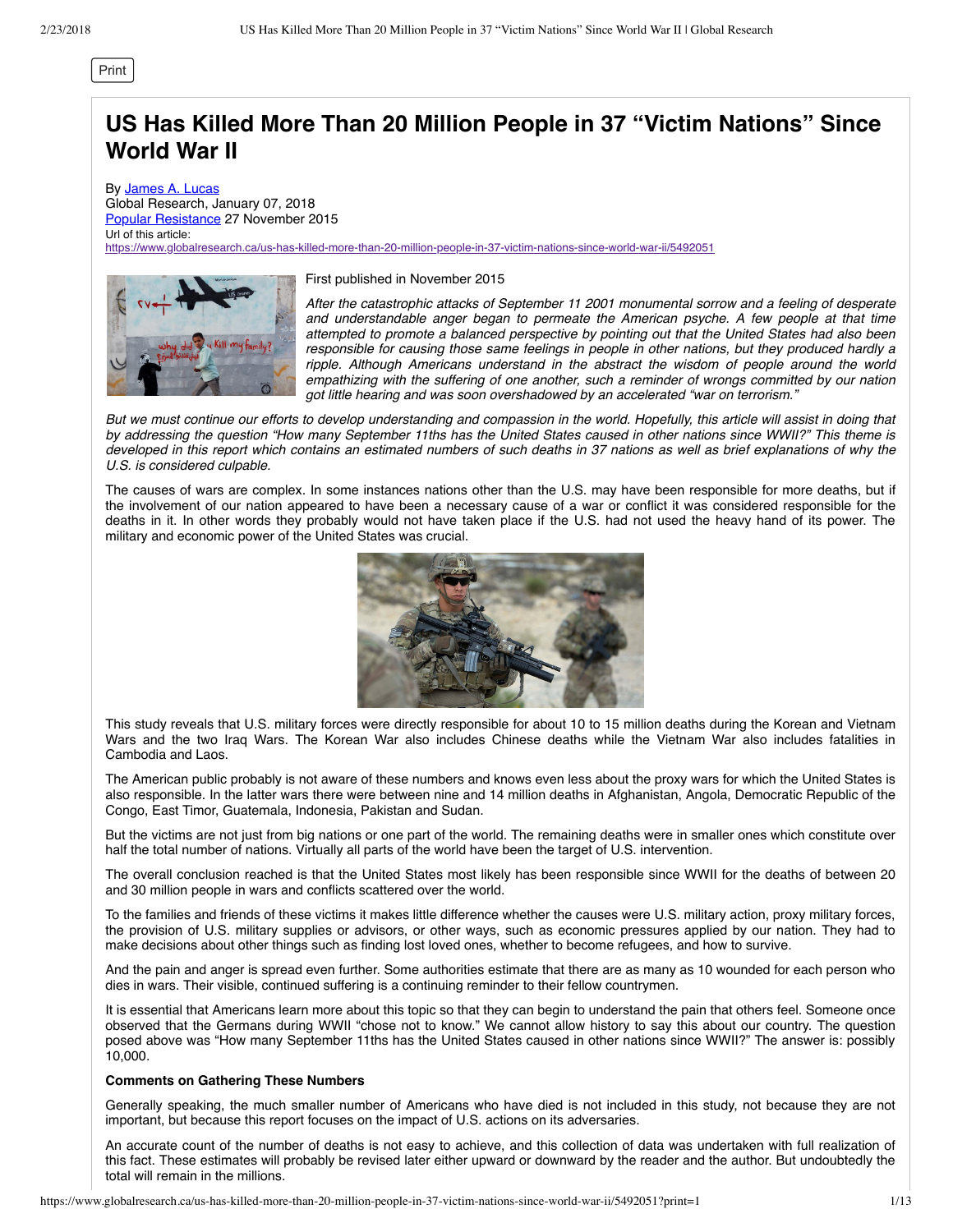# US Has Killed More Than 20 Million People in 37 "Victim Nations" Since World War II

By James A. Lucas
Global Research, January 07, 2018
Popular Resistance 27 November 2015
Url of this article:
https://www.globalresearch.ca/us-has-killed-more-than-20-million-people-in-37-victim-nations-since-world-war-ii/5492051

First published in November 2015

*After the catastrophic attacks of September 11 2001 monumental sorrow and a feeling of desperate and understandable anger began to permeate the American psyche. A few people at that time attempted to promote a balanced perspective by pointing out that the United States had also been responsible for causing those same feelings in people in other nations, but they produced hardly a ripple. Although Americans understand in the abstract the wisdom of people around the world empathizing with the suffering of one another, such a reminder of wrongs committed by our nation got little hearing and was soon overshadowed by an accelerated "war on terrorism."*

*But we must continue our efforts to develop understanding and compassion in the world. Hopefully, this article will assist in doing that by addressing the question "How many September 11ths has the United States caused in other nations since WWII?" This theme is developed in this report which contains an estimated numbers of such deaths in 37 nations as well as brief explanations of why the U.S. is considered culpable.*

The causes of wars are complex. In some instances nations other than the U.S. may have been responsible for more deaths, but if the involvement of our nation appeared to have been a necessary cause of a war or conflict it was considered responsible for the deaths in it. In other words they probably would not have taken place if the U.S. had not used the heavy hand of its power. The military and economic power of the United States was crucial.

This study reveals that U.S. military forces were directly responsible for about 10 to 15 million deaths during the Korean and Vietnam Wars and the two Iraq Wars. The Korean War also includes Chinese deaths while the Vietnam War also includes fatalities in Cambodia and Laos.

The American public probably is not aware of these numbers and knows even less about the proxy wars for which the United States is also responsible. In the latter wars there were between nine and 14 million deaths in Afghanistan, Angola, Democratic Republic of the Congo, East Timor, Guatemala, Indonesia, Pakistan and Sudan.

But the victims are not just from big nations or one part of the world. The remaining deaths were in smaller ones which constitute over half the total number of nations. Virtually all parts of the world have been the target of U.S. intervention.

The overall conclusion reached is that the United States most likely has been responsible since WWII for the deaths of between 20 and 30 million people in wars and conflicts scattered over the world.

To the families and friends of these victims it makes little difference whether the causes were U.S. military action, proxy military forces, the provision of U.S. military supplies or advisors, or other ways, such as economic pressures applied by our nation. They had to make decisions about other things such as finding lost loved ones, whether to become refugees, and how to survive.

And the pain and anger is spread even further. Some authorities estimate that there are as many as 10 wounded for each person who dies in wars. Their visible, continued suffering is a continuing reminder to their fellow countrymen.

It is essential that Americans learn more about this topic so that they can begin to understand the pain that others feel. Someone once observed that the Germans during WWII "chose not to know." We cannot allow history to say this about our country. The question posed above was "How many September 11ths has the United States caused in other nations since WWII?" The answer is: possibly 10,000.

**Comments on Gathering These Numbers**

Generally speaking, the much smaller number of Americans who have died is not included in this study, not because they are not important, but because this report focuses on the impact of U.S. actions on its adversaries.

An accurate count of the number of deaths is not easy to achieve, and this collection of data was undertaken with full realization of this fact. These estimates will probably be revised later either upward or downward by the reader and the author. But undoubtedly the total will remain in the millions.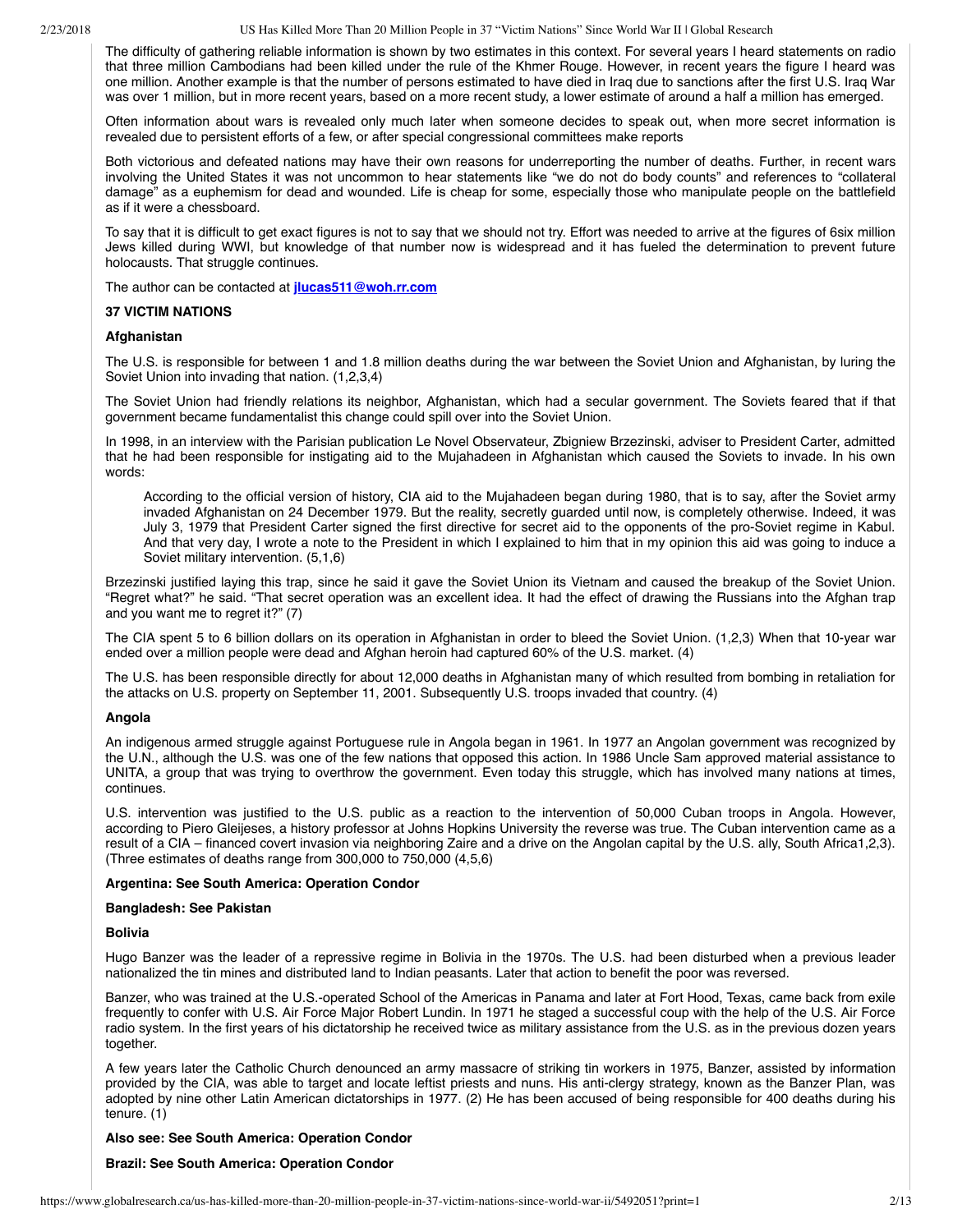The difficulty of gathering reliable information is shown by two estimates in this context. For several years I heard statements on radio that three million Cambodians had been killed under the rule of the Khmer Rouge. However, in recent years the figure I heard was one million. Another example is that the number of persons estimated to have died in Iraq due to sanctions after the first U.S. Iraq War was over 1 million, but in more recent years, based on a more recent study, a lower estimate of around a half a million has emerged.

Often information about wars is revealed only much later when someone decides to speak out, when more secret information is revealed due to persistent efforts of a few, or after special congressional committees make reports

Both victorious and defeated nations may have their own reasons for underreporting the number of deaths. Further, in recent wars involving the United States it was not uncommon to hear statements like "we do not do body counts" and references to "collateral damage" as a euphemism for dead and wounded. Life is cheap for some, especially those who manipulate people on the battlefield as if it were a chessboard.

To say that it is difficult to get exact figures is not to say that we should not try. Effort was needed to arrive at the figures of 6six million Jews killed during WWI, but knowledge of that number now is widespread and it has fueled the determination to prevent future holocausts. That struggle continues.

The author can be contacted at **jlucas511@woh.rr.com**

**37 VICTIM NATIONS**

**Afghanistan**

The U.S. is responsible for between 1 and 1.8 million deaths during the war between the Soviet Union and Afghanistan, by luring the Soviet Union into invading that nation. (1,2,3,4)

The Soviet Union had friendly relations its neighbor, Afghanistan, which had a secular government. The Soviets feared that if that government became fundamentalist this change could spill over into the Soviet Union.

In 1998, in an interview with the Parisian publication Le Novel Observateur, Zbigniew Brzezinski, adviser to President Carter, admitted that he had been responsible for instigating aid to the Mujahadeen in Afghanistan which caused the Soviets to invade. In his own words:

> According to the official version of history, CIA aid to the Mujahadeen began during 1980, that is to say, after the Soviet army invaded Afghanistan on 24 December 1979. But the reality, secretly guarded until now, is completely otherwise. Indeed, it was July 3, 1979 that President Carter signed the first directive for secret aid to the opponents of the pro-Soviet regime in Kabul. And that very day, I wrote a note to the President in which I explained to him that in my opinion this aid was going to induce a Soviet military intervention. (5,1,6)

Brzezinski justified laying this trap, since he said it gave the Soviet Union its Vietnam and caused the breakup of the Soviet Union. "Regret what?" he said. "That secret operation was an excellent idea. It had the effect of drawing the Russians into the Afghan trap and you want me to regret it?" (7)

The CIA spent 5 to 6 billion dollars on its operation in Afghanistan in order to bleed the Soviet Union. (1,2,3) When that 10-year war ended over a million people were dead and Afghan heroin had captured 60% of the U.S. market. (4)

The U.S. has been responsible directly for about 12,000 deaths in Afghanistan many of which resulted from bombing in retaliation for the attacks on U.S. property on September 11, 2001. Subsequently U.S. troops invaded that country. (4)

**Angola**

An indigenous armed struggle against Portuguese rule in Angola began in 1961. In 1977 an Angolan government was recognized by the U.N., although the U.S. was one of the few nations that opposed this action. In 1986 Uncle Sam approved material assistance to UNITA, a group that was trying to overthrow the government. Even today this struggle, which has involved many nations at times, continues.

U.S. intervention was justified to the U.S. public as a reaction to the intervention of 50,000 Cuban troops in Angola. However, according to Piero Gleijeses, a history professor at Johns Hopkins University the reverse was true. The Cuban intervention came as a result of a CIA – financed covert invasion via neighboring Zaire and a drive on the Angolan capital by the U.S. ally, South Africa1,2,3). (Three estimates of deaths range from 300,000 to 750,000 (4,5,6)

**Argentina: See South America: Operation Condor**

**Bangladesh: See Pakistan**

**Bolivia**

Hugo Banzer was the leader of a repressive regime in Bolivia in the 1970s. The U.S. had been disturbed when a previous leader nationalized the tin mines and distributed land to Indian peasants. Later that action to benefit the poor was reversed.

Banzer, who was trained at the U.S.-operated School of the Americas in Panama and later at Fort Hood, Texas, came back from exile frequently to confer with U.S. Air Force Major Robert Lundin. In 1971 he staged a successful coup with the help of the U.S. Air Force radio system. In the first years of his dictatorship he received twice as military assistance from the U.S. as in the previous dozen years together.

A few years later the Catholic Church denounced an army massacre of striking tin workers in 1975, Banzer, assisted by information provided by the CIA, was able to target and locate leftist priests and nuns. His anti-clergy strategy, known as the Banzer Plan, was adopted by nine other Latin American dictatorships in 1977. (2) He has been accused of being responsible for 400 deaths during his tenure. (1)

**Also see: See South America: Operation Condor**

**Brazil: See South America: Operation Condor**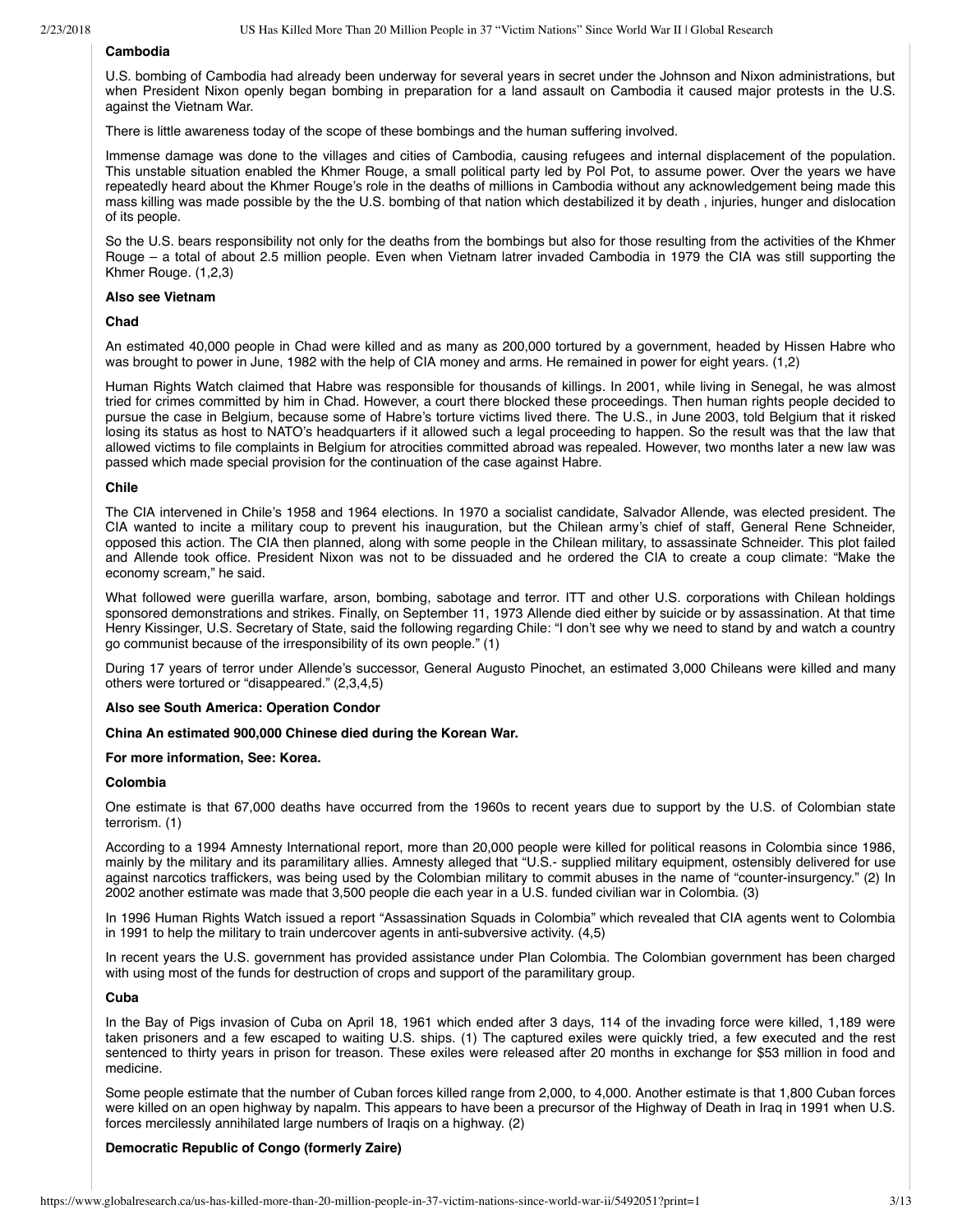**Cambodia**

U.S. bombing of Cambodia had already been underway for several years in secret under the Johnson and Nixon administrations, but when President Nixon openly began bombing in preparation for a land assault on Cambodia it caused major protests in the U.S. against the Vietnam War.

There is little awareness today of the scope of these bombings and the human suffering involved.

Immense damage was done to the villages and cities of Cambodia, causing refugees and internal displacement of the population. This unstable situation enabled the Khmer Rouge, a small political party led by Pol Pot, to assume power. Over the years we have repeatedly heard about the Khmer Rouge's role in the deaths of millions in Cambodia without any acknowledgement being made this mass killing was made possible by the the U.S. bombing of that nation which destabilized it by death , injuries, hunger and dislocation of its people.

So the U.S. bears responsibility not only for the deaths from the bombings but also for those resulting from the activities of the Khmer Rouge – a total of about 2.5 million people. Even when Vietnam latrer invaded Cambodia in 1979 the CIA was still supporting the Khmer Rouge. (1,2,3)

**Also see Vietnam**

**Chad**

An estimated 40,000 people in Chad were killed and as many as 200,000 tortured by a government, headed by Hissen Habre who was brought to power in June, 1982 with the help of CIA money and arms. He remained in power for eight years. (1,2)

Human Rights Watch claimed that Habre was responsible for thousands of killings. In 2001, while living in Senegal, he was almost tried for crimes committed by him in Chad. However, a court there blocked these proceedings. Then human rights people decided to pursue the case in Belgium, because some of Habre's torture victims lived there. The U.S., in June 2003, told Belgium that it risked losing its status as host to NATO's headquarters if it allowed such a legal proceeding to happen. So the result was that the law that allowed victims to file complaints in Belgium for atrocities committed abroad was repealed. However, two months later a new law was passed which made special provision for the continuation of the case against Habre.

**Chile**

The CIA intervened in Chile's 1958 and 1964 elections. In 1970 a socialist candidate, Salvador Allende, was elected president. The CIA wanted to incite a military coup to prevent his inauguration, but the Chilean army's chief of staff, General Rene Schneider, opposed this action. The CIA then planned, along with some people in the Chilean military, to assassinate Schneider. This plot failed and Allende took office. President Nixon was not to be dissuaded and he ordered the CIA to create a coup climate: "Make the economy scream," he said.

What followed were guerilla warfare, arson, bombing, sabotage and terror. ITT and other U.S. corporations with Chilean holdings sponsored demonstrations and strikes. Finally, on September 11, 1973 Allende died either by suicide or by assassination. At that time Henry Kissinger, U.S. Secretary of State, said the following regarding Chile: "I don't see why we need to stand by and watch a country go communist because of the irresponsibility of its own people." (1)

During 17 years of terror under Allende's successor, General Augusto Pinochet, an estimated 3,000 Chileans were killed and many others were tortured or "disappeared." (2,3,4,5)

**Also see South America: Operation Condor**

**China An estimated 900,000 Chinese died during the Korean War.**

**For more information, See: Korea.**

**Colombia**

One estimate is that 67,000 deaths have occurred from the 1960s to recent years due to support by the U.S. of Colombian state terrorism. (1)

According to a 1994 Amnesty International report, more than 20,000 people were killed for political reasons in Colombia since 1986, mainly by the military and its paramilitary allies. Amnesty alleged that "U.S.- supplied military equipment, ostensibly delivered for use against narcotics traffickers, was being used by the Colombian military to commit abuses in the name of "counter-insurgency." (2) In 2002 another estimate was made that 3,500 people die each year in a U.S. funded civilian war in Colombia. (3)

In 1996 Human Rights Watch issued a report "Assassination Squads in Colombia" which revealed that CIA agents went to Colombia in 1991 to help the military to train undercover agents in anti-subversive activity. (4,5)

In recent years the U.S. government has provided assistance under Plan Colombia. The Colombian government has been charged with using most of the funds for destruction of crops and support of the paramilitary group.

**Cuba**

In the Bay of Pigs invasion of Cuba on April 18, 1961 which ended after 3 days, 114 of the invading force were killed, 1,189 were taken prisoners and a few escaped to waiting U.S. ships. (1) The captured exiles were quickly tried, a few executed and the rest sentenced to thirty years in prison for treason. These exiles were released after 20 months in exchange for $53 million in food and medicine.

Some people estimate that the number of Cuban forces killed range from 2,000, to 4,000. Another estimate is that 1,800 Cuban forces were killed on an open highway by napalm. This appears to have been a precursor of the Highway of Death in Iraq in 1991 when U.S. forces mercilessly annihilated large numbers of Iraqis on a highway. (2)

**Democratic Republic of Congo (formerly Zaire)**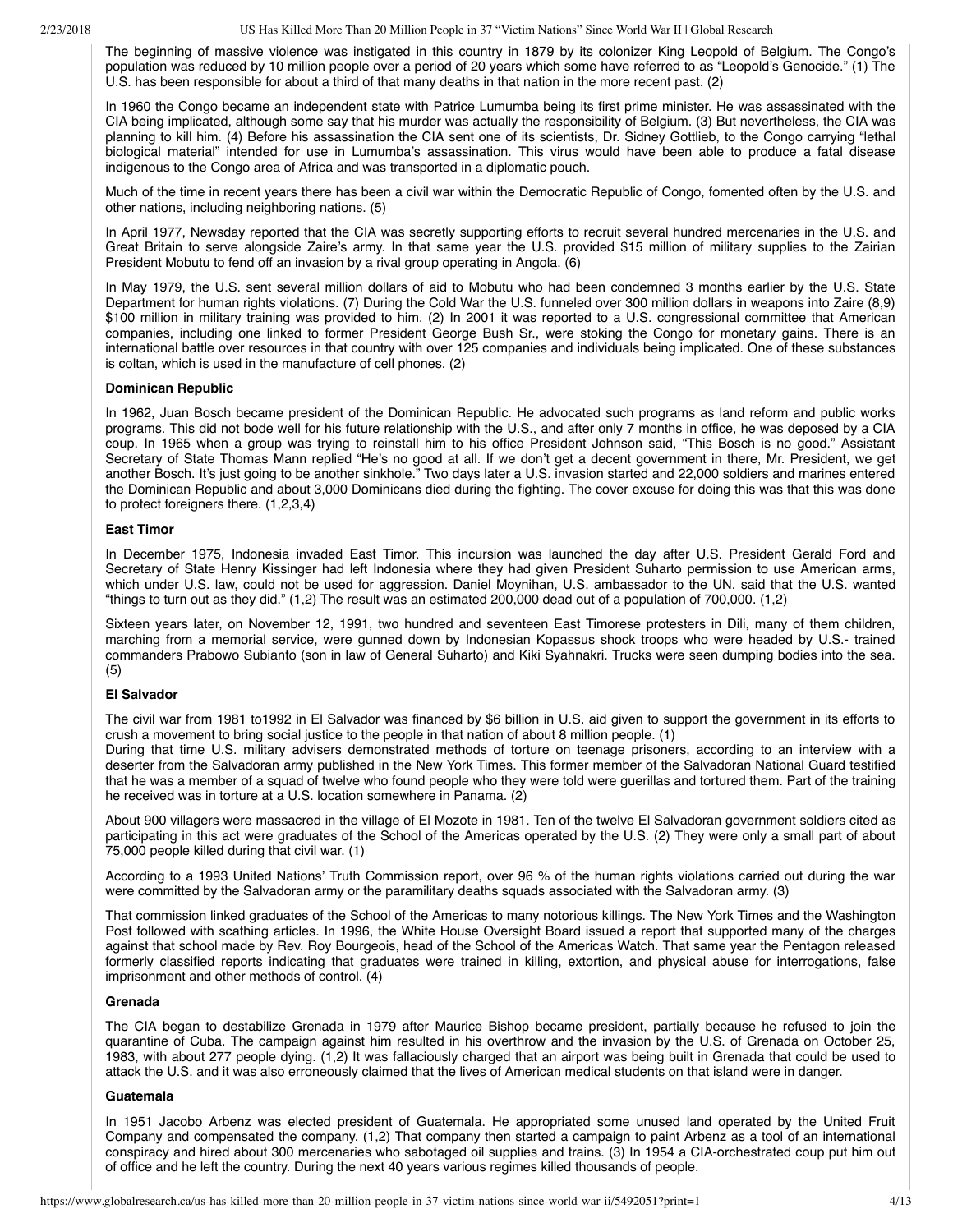The beginning of massive violence was instigated in this country in 1879 by its colonizer King Leopold of Belgium. The Congo's population was reduced by 10 million people over a period of 20 years which some have referred to as "Leopold's Genocide." (1) The U.S. has been responsible for about a third of that many deaths in that nation in the more recent past. (2)

In 1960 the Congo became an independent state with Patrice Lumumba being its first prime minister. He was assassinated with the CIA being implicated, although some say that his murder was actually the responsibility of Belgium. (3) But nevertheless, the CIA was planning to kill him. (4) Before his assassination the CIA sent one of its scientists, Dr. Sidney Gottlieb, to the Congo carrying "lethal biological material" intended for use in Lumumba's assassination. This virus would have been able to produce a fatal disease indigenous to the Congo area of Africa and was transported in a diplomatic pouch.

Much of the time in recent years there has been a civil war within the Democratic Republic of Congo, fomented often by the U.S. and other nations, including neighboring nations. (5)

In April 1977, Newsday reported that the CIA was secretly supporting efforts to recruit several hundred mercenaries in the U.S. and Great Britain to serve alongside Zaire's army. In that same year the U.S. provided $15 million of military supplies to the Zairian President Mobutu to fend off an invasion by a rival group operating in Angola. (6)

In May 1979, the U.S. sent several million dollars of aid to Mobutu who had been condemned 3 months earlier by the U.S. State Department for human rights violations. (7) During the Cold War the U.S. funneled over 300 million dollars in weapons into Zaire (8,9) $100 million in military training was provided to him. (2) In 2001 it was reported to a U.S. congressional committee that American companies, including one linked to former President George Bush Sr., were stoking the Congo for monetary gains. There is an international battle over resources in that country with over 125 companies and individuals being implicated. One of these substances is coltan, which is used in the manufacture of cell phones. (2)

**Dominican Republic**

In 1962, Juan Bosch became president of the Dominican Republic. He advocated such programs as land reform and public works programs. This did not bode well for his future relationship with the U.S., and after only 7 months in office, he was deposed by a CIA coup. In 1965 when a group was trying to reinstall him to his office President Johnson said, "This Bosch is no good." Assistant Secretary of State Thomas Mann replied "He's no good at all. If we don't get a decent government in there, Mr. President, we get another Bosch. It's just going to be another sinkhole." Two days later a U.S. invasion started and 22,000 soldiers and marines entered the Dominican Republic and about 3,000 Dominicans died during the fighting. The cover excuse for doing this was that this was done to protect foreigners there. (1,2,3,4)

**East Timor**

In December 1975, Indonesia invaded East Timor. This incursion was launched the day after U.S. President Gerald Ford and Secretary of State Henry Kissinger had left Indonesia where they had given President Suharto permission to use American arms, which under U.S. law, could not be used for aggression. Daniel Moynihan, U.S. ambassador to the UN. said that the U.S. wanted "things to turn out as they did." (1,2) The result was an estimated 200,000 dead out of a population of 700,000. (1,2)

Sixteen years later, on November 12, 1991, two hundred and seventeen East Timorese protesters in Dili, many of them children, marching from a memorial service, were gunned down by Indonesian Kopassus shock troops who were headed by U.S.- trained commanders Prabowo Subianto (son in law of General Suharto) and Kiki Syahnakri. Trucks were seen dumping bodies into the sea. (5)

**El Salvador**

The civil war from 1981 to1992 in El Salvador was financed by $6 billion in U.S. aid given to support the government in its efforts to crush a movement to bring social justice to the people in that nation of about 8 million people. (1)

During that time U.S. military advisers demonstrated methods of torture on teenage prisoners, according to an interview with a deserter from the Salvadoran army published in the New York Times. This former member of the Salvadoran National Guard testified that he was a member of a squad of twelve who found people who they were told were guerillas and tortured them. Part of the training he received was in torture at a U.S. location somewhere in Panama. (2)

About 900 villagers were massacred in the village of El Mozote in 1981. Ten of the twelve El Salvadoran government soldiers cited as participating in this act were graduates of the School of the Americas operated by the U.S. (2) They were only a small part of about 75,000 people killed during that civil war. (1)

According to a 1993 United Nations' Truth Commission report, over 96 % of the human rights violations carried out during the war were committed by the Salvadoran army or the paramilitary deaths squads associated with the Salvadoran army. (3)

That commission linked graduates of the School of the Americas to many notorious killings. The New York Times and the Washington Post followed with scathing articles. In 1996, the White House Oversight Board issued a report that supported many of the charges against that school made by Rev. Roy Bourgeois, head of the School of the Americas Watch. That same year the Pentagon released formerly classified reports indicating that graduates were trained in killing, extortion, and physical abuse for interrogations, false imprisonment and other methods of control. (4)

**Grenada**

The CIA began to destabilize Grenada in 1979 after Maurice Bishop became president, partially because he refused to join the quarantine of Cuba. The campaign against him resulted in his overthrow and the invasion by the U.S. of Grenada on October 25, 1983, with about 277 people dying. (1,2) It was fallaciously charged that an airport was being built in Grenada that could be used to attack the U.S. and it was also erroneously claimed that the lives of American medical students on that island were in danger.

**Guatemala**

In 1951 Jacobo Arbenz was elected president of Guatemala. He appropriated some unused land operated by the United Fruit Company and compensated the company. (1,2) That company then started a campaign to paint Arbenz as a tool of an international conspiracy and hired about 300 mercenaries who sabotaged oil supplies and trains. (3) In 1954 a CIA-orchestrated coup put him out of office and he left the country. During the next 40 years various regimes killed thousands of people.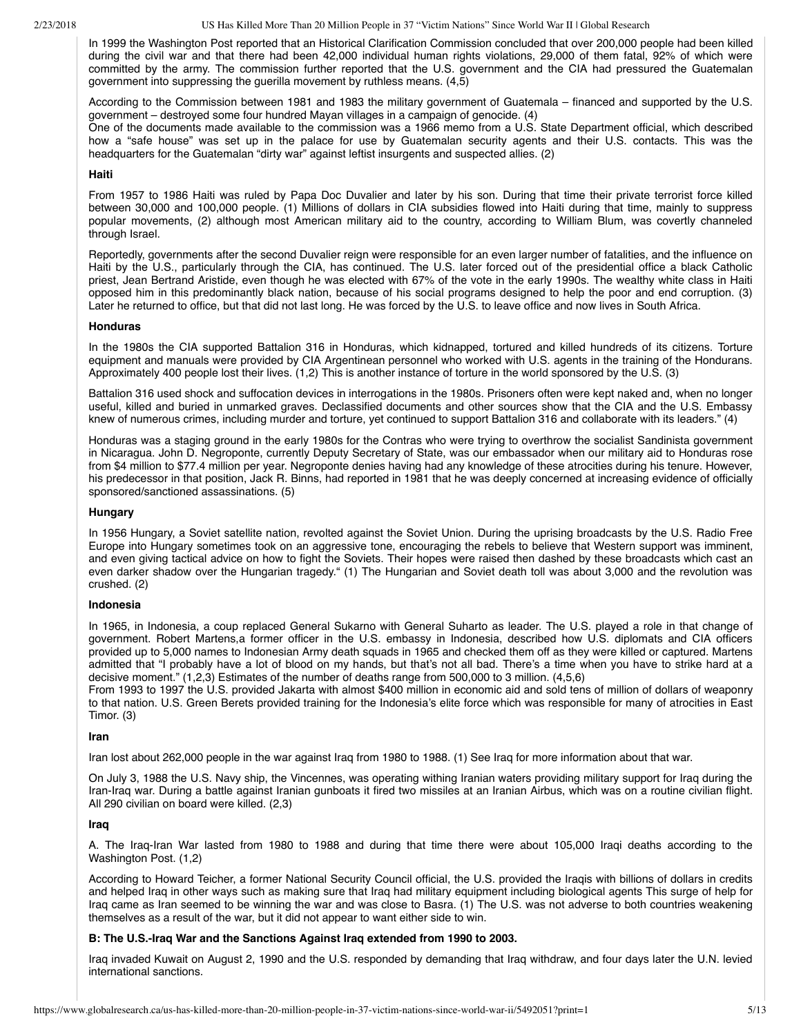In 1999 the Washington Post reported that an Historical Clarification Commission concluded that over 200,000 people had been killed during the civil war and that there had been 42,000 individual human rights violations, 29,000 of them fatal, 92% of which were committed by the army. The commission further reported that the U.S. government and the CIA had pressured the Guatemalan government into suppressing the guerilla movement by ruthless means. (4,5)

According to the Commission between 1981 and 1983 the military government of Guatemala – financed and supported by the U.S. government – destroyed some four hundred Mayan villages in a campaign of genocide. (4)
One of the documents made available to the commission was a 1966 memo from a U.S. State Department official, which described how a "safe house" was set up in the palace for use by Guatemalan security agents and their U.S. contacts. This was the headquarters for the Guatemalan "dirty war" against leftist insurgents and suspected allies. (2)

**Haiti**

From 1957 to 1986 Haiti was ruled by Papa Doc Duvalier and later by his son. During that time their private terrorist force killed between 30,000 and 100,000 people. (1) Millions of dollars in CIA subsidies flowed into Haiti during that time, mainly to suppress popular movements, (2) although most American military aid to the country, according to William Blum, was covertly channeled through Israel.

Reportedly, governments after the second Duvalier reign were responsible for an even larger number of fatalities, and the influence on Haiti by the U.S., particularly through the CIA, has continued. The U.S. later forced out of the presidential office a black Catholic priest, Jean Bertrand Aristide, even though he was elected with 67% of the vote in the early 1990s. The wealthy white class in Haiti opposed him in this predominantly black nation, because of his social programs designed to help the poor and end corruption. (3) Later he returned to office, but that did not last long. He was forced by the U.S. to leave office and now lives in South Africa.

**Honduras**

In the 1980s the CIA supported Battalion 316 in Honduras, which kidnapped, tortured and killed hundreds of its citizens. Torture equipment and manuals were provided by CIA Argentinean personnel who worked with U.S. agents in the training of the Hondurans. Approximately 400 people lost their lives. (1,2) This is another instance of torture in the world sponsored by the U.S. (3)

Battalion 316 used shock and suffocation devices in interrogations in the 1980s. Prisoners often were kept naked and, when no longer useful, killed and buried in unmarked graves. Declassified documents and other sources show that the CIA and the U.S. Embassy knew of numerous crimes, including murder and torture, yet continued to support Battalion 316 and collaborate with its leaders." (4)

Honduras was a staging ground in the early 1980s for the Contras who were trying to overthrow the socialist Sandinista government in Nicaragua. John D. Negroponte, currently Deputy Secretary of State, was our embassador when our military aid to Honduras rose from $4 million to $77.4 million per year. Negroponte denies having had any knowledge of these atrocities during his tenure. However, his predecessor in that position, Jack R. Binns, had reported in 1981 that he was deeply concerned at increasing evidence of officially sponsored/sanctioned assassinations. (5)

**Hungary**

In 1956 Hungary, a Soviet satellite nation, revolted against the Soviet Union. During the uprising broadcasts by the U.S. Radio Free Europe into Hungary sometimes took on an aggressive tone, encouraging the rebels to believe that Western support was imminent, and even giving tactical advice on how to fight the Soviets. Their hopes were raised then dashed by these broadcasts which cast an even darker shadow over the Hungarian tragedy." (1) The Hungarian and Soviet death toll was about 3,000 and the revolution was crushed. (2)

**Indonesia**

In 1965, in Indonesia, a coup replaced General Sukarno with General Suharto as leader. The U.S. played a role in that change of government. Robert Martens,a former officer in the U.S. embassy in Indonesia, described how U.S. diplomats and CIA officers provided up to 5,000 names to Indonesian Army death squads in 1965 and checked them off as they were killed or captured. Martens admitted that "I probably have a lot of blood on my hands, but that's not all bad. There's a time when you have to strike hard at a decisive moment." (1,2,3) Estimates of the number of deaths range from 500,000 to 3 million. (4,5,6)
From 1993 to 1997 the U.S. provided Jakarta with almost $400 million in economic aid and sold tens of million of dollars of weaponry to that nation. U.S. Green Berets provided training for the Indonesia's elite force which was responsible for many of atrocities in East Timor. (3)

**Iran**

Iran lost about 262,000 people in the war against Iraq from 1980 to 1988. (1) See Iraq for more information about that war.

On July 3, 1988 the U.S. Navy ship, the Vincennes, was operating withing Iranian waters providing military support for Iraq during the Iran-Iraq war. During a battle against Iranian gunboats it fired two missiles at an Iranian Airbus, which was on a routine civilian flight. All 290 civilian on board were killed. (2,3)

**Iraq**

A. The Iraq-Iran War lasted from 1980 to 1988 and during that time there were about 105,000 Iraqi deaths according to the Washington Post. (1,2)

According to Howard Teicher, a former National Security Council official, the U.S. provided the Iraqis with billions of dollars in credits and helped Iraq in other ways such as making sure that Iraq had military equipment including biological agents This surge of help for Iraq came as Iran seemed to be winning the war and was close to Basra. (1) The U.S. was not adverse to both countries weakening themselves as a result of the war, but it did not appear to want either side to win.

**B: The U.S.-Iraq War and the Sanctions Against Iraq extended from 1990 to 2003.**

Iraq invaded Kuwait on August 2, 1990 and the U.S. responded by demanding that Iraq withdraw, and four days later the U.N. levied international sanctions.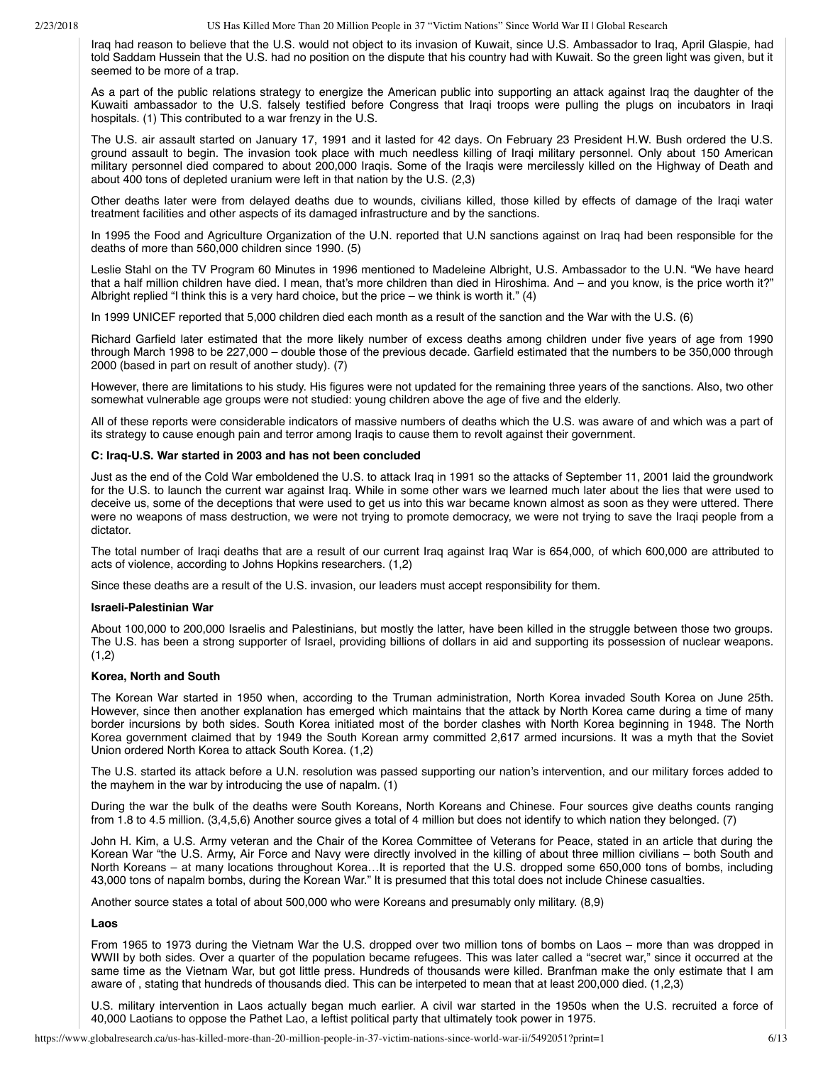Iraq had reason to believe that the U.S. would not object to its invasion of Kuwait, since U.S. Ambassador to Iraq, April Glaspie, had told Saddam Hussein that the U.S. had no position on the dispute that his country had with Kuwait. So the green light was given, but it seemed to be more of a trap.

As a part of the public relations strategy to energize the American public into supporting an attack against Iraq the daughter of the Kuwaiti ambassador to the U.S. falsely testified before Congress that Iraqi troops were pulling the plugs on incubators in Iraqi hospitals. (1) This contributed to a war frenzy in the U.S.

The U.S. air assault started on January 17, 1991 and it lasted for 42 days. On February 23 President H.W. Bush ordered the U.S. ground assault to begin. The invasion took place with much needless killing of Iraqi military personnel. Only about 150 American military personnel died compared to about 200,000 Iraqis. Some of the Iraqis were mercilessly killed on the Highway of Death and about 400 tons of depleted uranium were left in that nation by the U.S. (2,3)

Other deaths later were from delayed deaths due to wounds, civilians killed, those killed by effects of damage of the Iraqi water treatment facilities and other aspects of its damaged infrastructure and by the sanctions.

In 1995 the Food and Agriculture Organization of the U.N. reported that U.N sanctions against on Iraq had been responsible for the deaths of more than 560,000 children since 1990. (5)

Leslie Stahl on the TV Program 60 Minutes in 1996 mentioned to Madeleine Albright, U.S. Ambassador to the U.N. "We have heard that a half million children have died. I mean, that's more children than died in Hiroshima. And – and you know, is the price worth it?" Albright replied "I think this is a very hard choice, but the price – we think is worth it." (4)

In 1999 UNICEF reported that 5,000 children died each month as a result of the sanction and the War with the U.S. (6)

Richard Garfield later estimated that the more likely number of excess deaths among children under five years of age from 1990 through March 1998 to be 227,000 – double those of the previous decade. Garfield estimated that the numbers to be 350,000 through 2000 (based in part on result of another study). (7)

However, there are limitations to his study. His figures were not updated for the remaining three years of the sanctions. Also, two other somewhat vulnerable age groups were not studied: young children above the age of five and the elderly.

All of these reports were considerable indicators of massive numbers of deaths which the U.S. was aware of and which was a part of its strategy to cause enough pain and terror among Iraqis to cause them to revolt against their government.

**C: Iraq-U.S. War started in 2003 and has not been concluded**

Just as the end of the Cold War emboldened the U.S. to attack Iraq in 1991 so the attacks of September 11, 2001 laid the groundwork for the U.S. to launch the current war against Iraq. While in some other wars we learned much later about the lies that were used to deceive us, some of the deceptions that were used to get us into this war became known almost as soon as they were uttered. There were no weapons of mass destruction, we were not trying to promote democracy, we were not trying to save the Iraqi people from a dictator.

The total number of Iraqi deaths that are a result of our current Iraq against Iraq War is 654,000, of which 600,000 are attributed to acts of violence, according to Johns Hopkins researchers. (1,2)

Since these deaths are a result of the U.S. invasion, our leaders must accept responsibility for them.

**Israeli-Palestinian War**

About 100,000 to 200,000 Israelis and Palestinians, but mostly the latter, have been killed in the struggle between those two groups. The U.S. has been a strong supporter of Israel, providing billions of dollars in aid and supporting its possession of nuclear weapons. (1,2)

**Korea, North and South**

The Korean War started in 1950 when, according to the Truman administration, North Korea invaded South Korea on June 25th. However, since then another explanation has emerged which maintains that the attack by North Korea came during a time of many border incursions by both sides. South Korea initiated most of the border clashes with North Korea beginning in 1948. The North Korea government claimed that by 1949 the South Korean army committed 2,617 armed incursions. It was a myth that the Soviet Union ordered North Korea to attack South Korea. (1,2)

The U.S. started its attack before a U.N. resolution was passed supporting our nation's intervention, and our military forces added to the mayhem in the war by introducing the use of napalm. (1)

During the war the bulk of the deaths were South Koreans, North Koreans and Chinese. Four sources give deaths counts ranging from 1.8 to 4.5 million. (3,4,5,6) Another source gives a total of 4 million but does not identify to which nation they belonged. (7)

John H. Kim, a U.S. Army veteran and the Chair of the Korea Committee of Veterans for Peace, stated in an article that during the Korean War "the U.S. Army, Air Force and Navy were directly involved in the killing of about three million civilians – both South and North Koreans – at many locations throughout Korea…It is reported that the U.S. dropped some 650,000 tons of bombs, including 43,000 tons of napalm bombs, during the Korean War." It is presumed that this total does not include Chinese casualties.

Another source states a total of about 500,000 who were Koreans and presumably only military. (8,9)

**Laos**

From 1965 to 1973 during the Vietnam War the U.S. dropped over two million tons of bombs on Laos – more than was dropped in WWII by both sides. Over a quarter of the population became refugees. This was later called a "secret war," since it occurred at the same time as the Vietnam War, but got little press. Hundreds of thousands were killed. Branfman make the only estimate that I am aware of , stating that hundreds of thousands died. This can be interpeted to mean that at least 200,000 died. (1,2,3)

U.S. military intervention in Laos actually began much earlier. A civil war started in the 1950s when the U.S. recruited a force of 40,000 Laotians to oppose the Pathet Lao, a leftist political party that ultimately took power in 1975.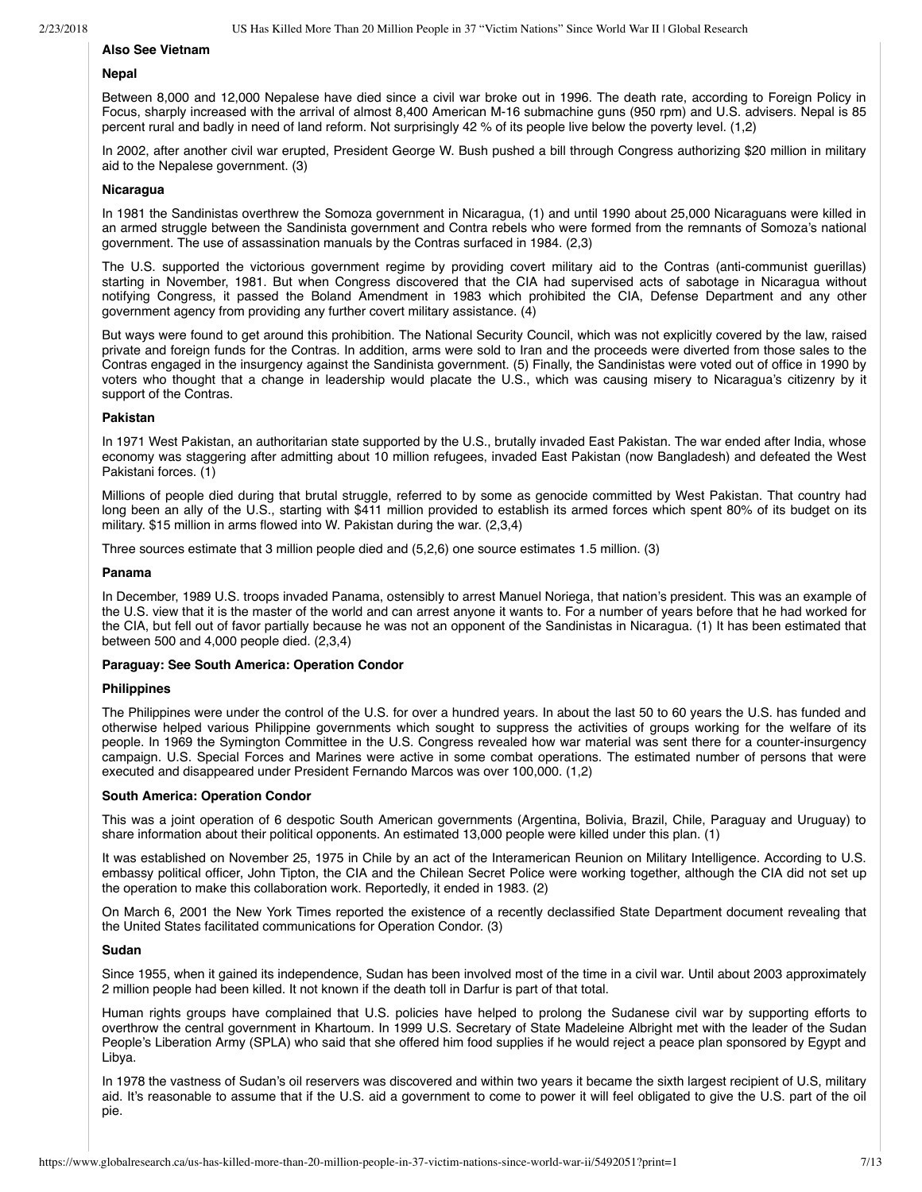**Also See Vietnam**

**Nepal**

Between 8,000 and 12,000 Nepalese have died since a civil war broke out in 1996. The death rate, according to Foreign Policy in Focus, sharply increased with the arrival of almost 8,400 American M-16 submachine guns (950 rpm) and U.S. advisers. Nepal is 85 percent rural and badly in need of land reform. Not surprisingly 42 % of its people live below the poverty level. (1,2)

In 2002, after another civil war erupted, President George W. Bush pushed a bill through Congress authorizing $20 million in military aid to the Nepalese government. (3)

**Nicaragua**

In 1981 the Sandinistas overthrew the Somoza government in Nicaragua, (1) and until 1990 about 25,000 Nicaraguans were killed in an armed struggle between the Sandinista government and Contra rebels who were formed from the remnants of Somoza's national government. The use of assassination manuals by the Contras surfaced in 1984. (2,3)

The U.S. supported the victorious government regime by providing covert military aid to the Contras (anti-communist guerillas) starting in November, 1981. But when Congress discovered that the CIA had supervised acts of sabotage in Nicaragua without notifying Congress, it passed the Boland Amendment in 1983 which prohibited the CIA, Defense Department and any other government agency from providing any further covert military assistance. (4)

But ways were found to get around this prohibition. The National Security Council, which was not explicitly covered by the law, raised private and foreign funds for the Contras. In addition, arms were sold to Iran and the proceeds were diverted from those sales to the Contras engaged in the insurgency against the Sandinista government. (5) Finally, the Sandinistas were voted out of office in 1990 by voters who thought that a change in leadership would placate the U.S., which was causing misery to Nicaragua's citizenry by it support of the Contras.

**Pakistan**

In 1971 West Pakistan, an authoritarian state supported by the U.S., brutally invaded East Pakistan. The war ended after India, whose economy was staggering after admitting about 10 million refugees, invaded East Pakistan (now Bangladesh) and defeated the West Pakistani forces. (1)

Millions of people died during that brutal struggle, referred to by some as genocide committed by West Pakistan. That country had long been an ally of the U.S., starting with $411 million provided to establish its armed forces which spent 80% of its budget on its military. $15 million in arms flowed into W. Pakistan during the war. (2,3,4)

Three sources estimate that 3 million people died and (5,2,6) one source estimates 1.5 million. (3)

**Panama**

In December, 1989 U.S. troops invaded Panama, ostensibly to arrest Manuel Noriega, that nation's president. This was an example of the U.S. view that it is the master of the world and can arrest anyone it wants to. For a number of years before that he had worked for the CIA, but fell out of favor partially because he was not an opponent of the Sandinistas in Nicaragua. (1) It has been estimated that between 500 and 4,000 people died. (2,3,4)

**Paraguay: See South America: Operation Condor**

**Philippines**

The Philippines were under the control of the U.S. for over a hundred years. In about the last 50 to 60 years the U.S. has funded and otherwise helped various Philippine governments which sought to suppress the activities of groups working for the welfare of its people. In 1969 the Symington Committee in the U.S. Congress revealed how war material was sent there for a counter-insurgency campaign. U.S. Special Forces and Marines were active in some combat operations. The estimated number of persons that were executed and disappeared under President Fernando Marcos was over 100,000. (1,2)

**South America: Operation Condor**

This was a joint operation of 6 despotic South American governments (Argentina, Bolivia, Brazil, Chile, Paraguay and Uruguay) to share information about their political opponents. An estimated 13,000 people were killed under this plan. (1)

It was established on November 25, 1975 in Chile by an act of the Interamerican Reunion on Military Intelligence. According to U.S. embassy political officer, John Tipton, the CIA and the Chilean Secret Police were working together, although the CIA did not set up the operation to make this collaboration work. Reportedly, it ended in 1983. (2)

On March 6, 2001 the New York Times reported the existence of a recently declassified State Department document revealing that the United States facilitated communications for Operation Condor. (3)

**Sudan**

Since 1955, when it gained its independence, Sudan has been involved most of the time in a civil war. Until about 2003 approximately 2 million people had been killed. It not known if the death toll in Darfur is part of that total.

Human rights groups have complained that U.S. policies have helped to prolong the Sudanese civil war by supporting efforts to overthrow the central government in Khartoum. In 1999 U.S. Secretary of State Madeleine Albright met with the leader of the Sudan People's Liberation Army (SPLA) who said that she offered him food supplies if he would reject a peace plan sponsored by Egypt and Libya.

In 1978 the vastness of Sudan's oil reservers was discovered and within two years it became the sixth largest recipient of U.S, military aid. It's reasonable to assume that if the U.S. aid a government to come to power it will feel obligated to give the U.S. part of the oil pie.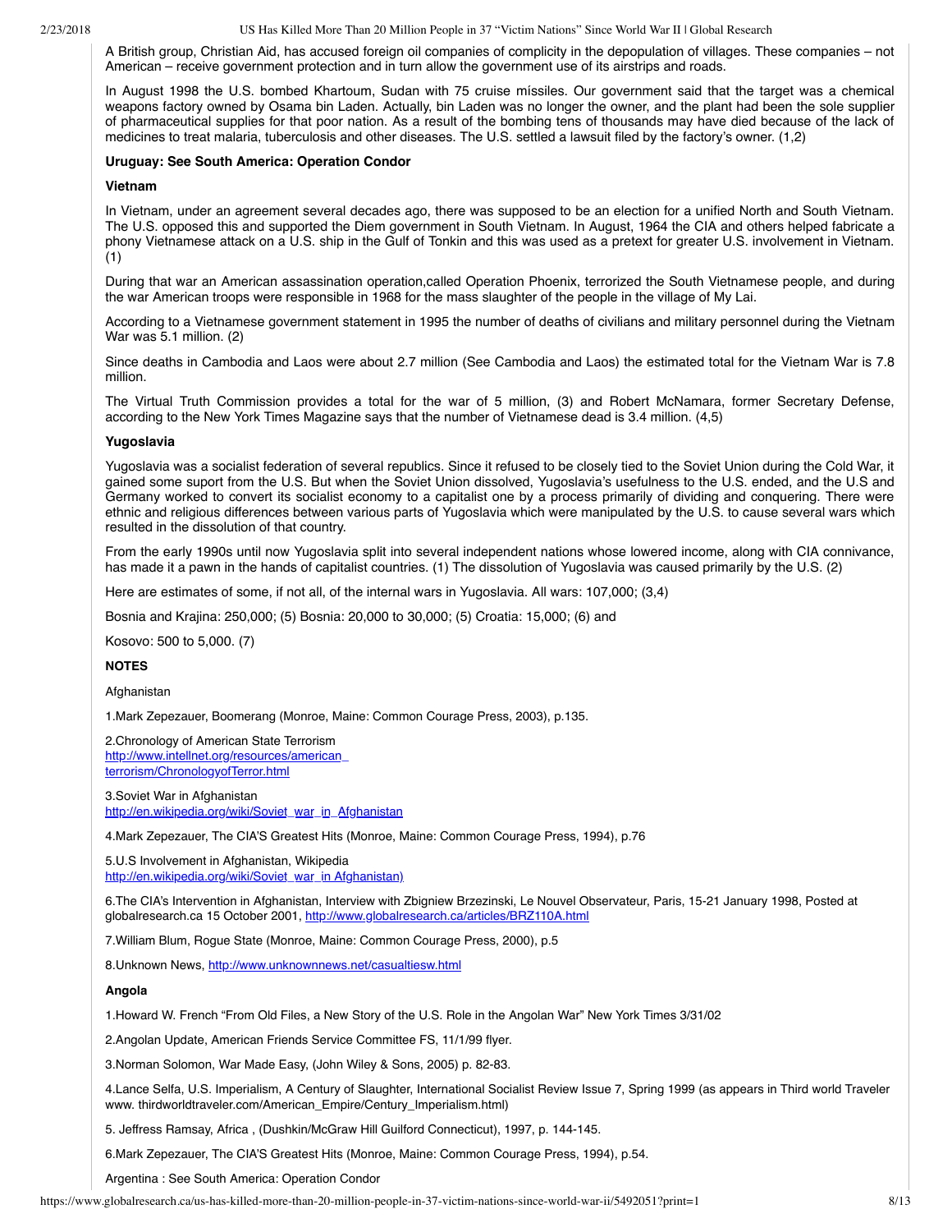A British group, Christian Aid, has accused foreign oil companies of complicity in the depopulation of villages. These companies – not American – receive government protection and in turn allow the government use of its airstrips and roads.

In August 1998 the U.S. bombed Khartoum, Sudan with 75 cruise missiles. Our government said that the target was a chemical weapons factory owned by Osama bin Laden. Actually, bin Laden was no longer the owner, and the plant had been the sole supplier of pharmaceutical supplies for that poor nation. As a result of the bombing tens of thousands may have died because of the lack of medicines to treat malaria, tuberculosis and other diseases. The U.S. settled a lawsuit filed by the factory's owner. (1,2)

**Uruguay: See South America: Operation Condor**

**Vietnam**

In Vietnam, under an agreement several decades ago, there was supposed to be an election for a unified North and South Vietnam. The U.S. opposed this and supported the Diem government in South Vietnam. In August, 1964 the CIA and others helped fabricate a phony Vietnamese attack on a U.S. ship in the Gulf of Tonkin and this was used as a pretext for greater U.S. involvement in Vietnam. (1)

During that war an American assassination operation,called Operation Phoenix, terrorized the South Vietnamese people, and during the war American troops were responsible in 1968 for the mass slaughter of the people in the village of My Lai.

According to a Vietnamese government statement in 1995 the number of deaths of civilians and military personnel during the Vietnam War was 5.1 million. (2)

Since deaths in Cambodia and Laos were about 2.7 million (See Cambodia and Laos) the estimated total for the Vietnam War is 7.8 million.

The Virtual Truth Commission provides a total for the war of 5 million, (3) and Robert McNamara, former Secretary Defense, according to the New York Times Magazine says that the number of Vietnamese dead is 3.4 million. (4,5)

**Yugoslavia**

Yugoslavia was a socialist federation of several republics. Since it refused to be closely tied to the Soviet Union during the Cold War, it gained some suport from the U.S. But when the Soviet Union dissolved, Yugoslavia's usefulness to the U.S. ended, and the U.S and Germany worked to convert its socialist economy to a capitalist one by a process primarily of dividing and conquering. There were ethnic and religious differences between various parts of Yugoslavia which were manipulated by the U.S. to cause several wars which resulted in the dissolution of that country.

From the early 1990s until now Yugoslavia split into several independent nations whose lowered income, along with CIA connivance, has made it a pawn in the hands of capitalist countries. (1) The dissolution of Yugoslavia was caused primarily by the U.S. (2)

Here are estimates of some, if not all, of the internal wars in Yugoslavia. All wars: 107,000; (3,4)

Bosnia and Krajina: 250,000; (5) Bosnia: 20,000 to 30,000; (5) Croatia: 15,000; (6) and

Kosovo: 500 to 5,000. (7)

**NOTES**

Afghanistan

1.Mark Zepezauer, Boomerang (Monroe, Maine: Common Courage Press, 2003), p.135.

2.Chronology of American State Terrorism
http://www.intellnet.org/resources/american_terrorism/ChronologyofTerror.html

3.Soviet War in Afghanistan
http://en.wikipedia.org/wiki/Soviet_war_in_Afghanistan

4.Mark Zepezauer, The CIA'S Greatest Hits (Monroe, Maine: Common Courage Press, 1994), p.76

5.U.S Involvement in Afghanistan, Wikipedia
http://en.wikipedia.org/wiki/Soviet_war_in_Afghanistan)

6.The CIA's Intervention in Afghanistan, Interview with Zbigniew Brzezinski, Le Nouvel Observateur, Paris, 15-21 January 1998, Posted at globalresearch.ca 15 October 2001, http://www.globalresearch.ca/articles/BRZ110A.html

7.William Blum, Rogue State (Monroe, Maine: Common Courage Press, 2000), p.5

8.Unknown News, http://www.unknownnews.net/casualtiesw.html

**Angola**

1.Howard W. French "From Old Files, a New Story of the U.S. Role in the Angolan War" New York Times 3/31/02

2.Angolan Update, American Friends Service Committee FS, 11/1/99 flyer.

3.Norman Solomon, War Made Easy, (John Wiley & Sons, 2005) p. 82-83.

4.Lance Selfa, U.S. Imperialism, A Century of Slaughter, International Socialist Review Issue 7, Spring 1999 (as appears in Third world Traveler www. thirdworldtraveler.com/American_Empire/Century_Imperialism.html)

5. Jeffress Ramsay, Africa , (Dushkin/McGraw Hill Guilford Connecticut), 1997, p. 144-145.

6.Mark Zepezauer, The CIA'S Greatest Hits (Monroe, Maine: Common Courage Press, 1994), p.54.

Argentina : See South America: Operation Condor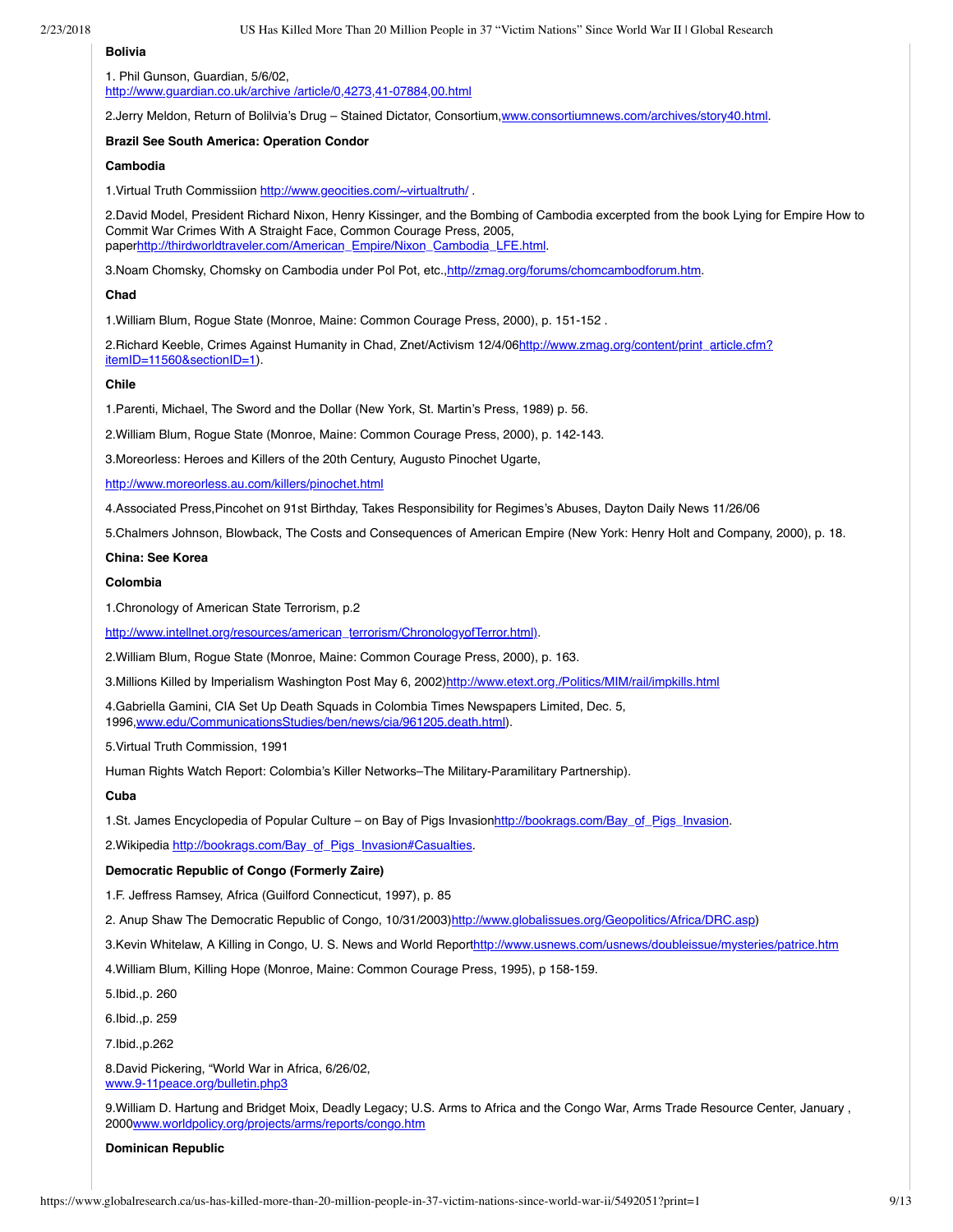**Bolivia**

1. Phil Gunson, Guardian, 5/6/02, http://www.guardian.co.uk/archive /article/0,4273,41-07884,00.html

2.Jerry Meldon, Return of Bolilvia's Drug – Stained Dictator, Consortium,www.consortiumnews.com/archives/story40.html.

**Brazil See South America: Operation Condor**

**Cambodia**

1.Virtual Truth Commissiion http://www.geocities.com/~virtualtruth/ .

2.David Model, President Richard Nixon, Henry Kissinger, and the Bombing of Cambodia excerpted from the book Lying for Empire How to Commit War Crimes With A Straight Face, Common Courage Press, 2005, paperhttp://thirdworldtraveler.com/American_Empire/Nixon_Cambodia_LFE.html.

3.Noam Chomsky, Chomsky on Cambodia under Pol Pot, etc.,http//zmag.org/forums/chomcambodforum.htm.

**Chad**

1.William Blum, Rogue State (Monroe, Maine: Common Courage Press, 2000), p. 151-152 .

2.Richard Keeble, Crimes Against Humanity in Chad, Znet/Activism 12/4/06http://www.zmag.org/content/print_article.cfm?itemID=11560&sectionID=1).

**Chile**

1.Parenti, Michael, The Sword and the Dollar (New York, St. Martin's Press, 1989) p. 56.

2.William Blum, Rogue State (Monroe, Maine: Common Courage Press, 2000), p. 142-143.

3.Moreorless: Heroes and Killers of the 20th Century, Augusto Pinochet Ugarte,

http://www.moreorless.au.com/killers/pinochet.html

4.Associated Press,Pincohet on 91st Birthday, Takes Responsibility for Regimes's Abuses, Dayton Daily News 11/26/06

5.Chalmers Johnson, Blowback, The Costs and Consequences of American Empire (New York: Henry Holt and Company, 2000), p. 18.

**China: See Korea**

**Colombia**

1.Chronology of American State Terrorism, p.2

http://www.intellnet.org/resources/american_terrorism/ChronologyofTerror.html).

2.William Blum, Rogue State (Monroe, Maine: Common Courage Press, 2000), p. 163.

3.Millions Killed by Imperialism Washington Post May 6, 2002)http://www.etext.org./Politics/MIM/rail/impkills.html

4.Gabriella Gamini, CIA Set Up Death Squads in Colombia Times Newspapers Limited, Dec. 5, 1996,www.edu/CommunicationsStudies/ben/news/cia/961205.death.html).

5.Virtual Truth Commission, 1991

Human Rights Watch Report: Colombia's Killer Networks–The Military-Paramilitary Partnership).

**Cuba**

1.St. James Encyclopedia of Popular Culture – on Bay of Pigs Invasionhttp://bookrags.com/Bay_of_Pigs_Invasion.

2.Wikipedia http://bookrags.com/Bay_of_Pigs_Invasion#Casualties.

**Democratic Republic of Congo (Formerly Zaire)**

1.F. Jeffress Ramsey, Africa (Guilford Connecticut, 1997), p. 85

2. Anup Shaw The Democratic Republic of Congo, 10/31/2003)http://www.globalissues.org/Geopolitics/Africa/DRC.asp)

3.Kevin Whitelaw, A Killing in Congo, U. S. News and World Reporthttp://www.usnews.com/usnews/doubleissue/mysteries/patrice.htm

4.William Blum, Killing Hope (Monroe, Maine: Common Courage Press, 1995), p 158-159.

5.Ibid.,p. 260

6.Ibid.,p. 259

7.Ibid.,p.262

8.David Pickering, "World War in Africa, 6/26/02, www.9-11peace.org/bulletin.php3

9.William D. Hartung and Bridget Moix, Deadly Legacy; U.S. Arms to Africa and the Congo War, Arms Trade Resource Center, January , 2000www.worldpolicy.org/projects/arms/reports/congo.htm

**Dominican Republic**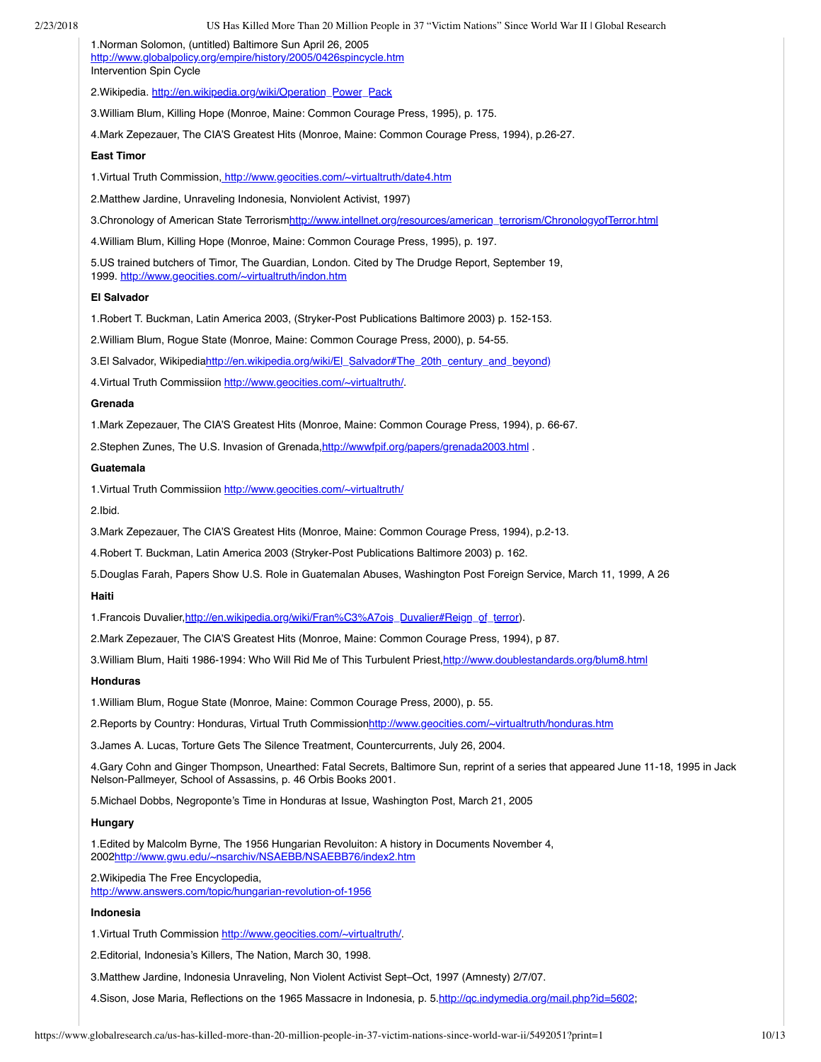1.Norman Solomon, (untitled) Baltimore Sun April 26, 2005
http://www.globalpolicy.org/empire/history/2005/0426spincycle.htm
Intervention Spin Cycle

2.Wikipedia. http://en.wikipedia.org/wiki/Operation_Power_Pack

3.William Blum, Killing Hope (Monroe, Maine: Common Courage Press, 1995), p. 175.

4.Mark Zepezauer, The CIA'S Greatest Hits (Monroe, Maine: Common Courage Press, 1994), p.26-27.

**East Timor**

1.Virtual Truth Commission, http://www.geocities.com/~virtualtruth/date4.htm

2.Matthew Jardine, Unraveling Indonesia, Nonviolent Activist, 1997)

3.Chronology of American State Terrorismhttp://www.intellnet.org/resources/american_terrorism/ChronologyofTerror.html

4.William Blum, Killing Hope (Monroe, Maine: Common Courage Press, 1995), p. 197.

5.US trained butchers of Timor, The Guardian, London. Cited by The Drudge Report, September 19, 1999. http://www.geocities.com/~virtualtruth/indon.htm

**El Salvador**

1.Robert T. Buckman, Latin America 2003, (Stryker-Post Publications Baltimore 2003) p. 152-153.

2.William Blum, Rogue State (Monroe, Maine: Common Courage Press, 2000), p. 54-55.

3.El Salvador, Wikipediahttp://en.wikipedia.org/wiki/El_Salvador#The_20th_century_and_beyond)

4.Virtual Truth Commissiion http://www.geocities.com/~virtualtruth/.

**Grenada**

1.Mark Zepezauer, The CIA'S Greatest Hits (Monroe, Maine: Common Courage Press, 1994), p. 66-67.

2.Stephen Zunes, The U.S. Invasion of Grenada,http://wwwfpif.org/papers/grenada2003.html .

**Guatemala**

1.Virtual Truth Commissiion http://www.geocities.com/~virtualtruth/

2.Ibid.

3.Mark Zepezauer, The CIA'S Greatest Hits (Monroe, Maine: Common Courage Press, 1994), p.2-13.

4.Robert T. Buckman, Latin America 2003 (Stryker-Post Publications Baltimore 2003) p. 162.

5.Douglas Farah, Papers Show U.S. Role in Guatemalan Abuses, Washington Post Foreign Service, March 11, 1999, A 26

**Haiti**

1.Francois Duvalier,http://en.wikipedia.org/wiki/Fran%C3%A7ois_Duvalier#Reign_of_terror).

2.Mark Zepezauer, The CIA'S Greatest Hits (Monroe, Maine: Common Courage Press, 1994), p 87.

3.William Blum, Haiti 1986-1994: Who Will Rid Me of This Turbulent Priest,http://www.doublestandards.org/blum8.html

**Honduras**

1.William Blum, Rogue State (Monroe, Maine: Common Courage Press, 2000), p. 55.

2.Reports by Country: Honduras, Virtual Truth Commissionhttp://www.geocities.com/~virtualtruth/honduras.htm

3.James A. Lucas, Torture Gets The Silence Treatment, Countercurrents, July 26, 2004.

4.Gary Cohn and Ginger Thompson, Unearthed: Fatal Secrets, Baltimore Sun, reprint of a series that appeared June 11-18, 1995 in Jack Nelson-Pallmeyer, School of Assassins, p. 46 Orbis Books 2001.

5.Michael Dobbs, Negroponte's Time in Honduras at Issue, Washington Post, March 21, 2005

**Hungary**

1.Edited by Malcolm Byrne, The 1956 Hungarian Revoluiton: A history in Documents November 4, 2002http://www.gwu.edu/~nsarchiv/NSAEBB/NSAEBB76/index2.htm

2.Wikipedia The Free Encyclopedia,
http://www.answers.com/topic/hungarian-revolution-of-1956

**Indonesia**

1.Virtual Truth Commission http://www.geocities.com/~virtualtruth/.

2.Editorial, Indonesia's Killers, The Nation, March 30, 1998.

3.Matthew Jardine, Indonesia Unraveling, Non Violent Activist Sept–Oct, 1997 (Amnesty) 2/7/07.

4.Sison, Jose Maria, Reflections on the 1965 Massacre in Indonesia, p. 5.http://qc.indymedia.org/mail.php?id=5602;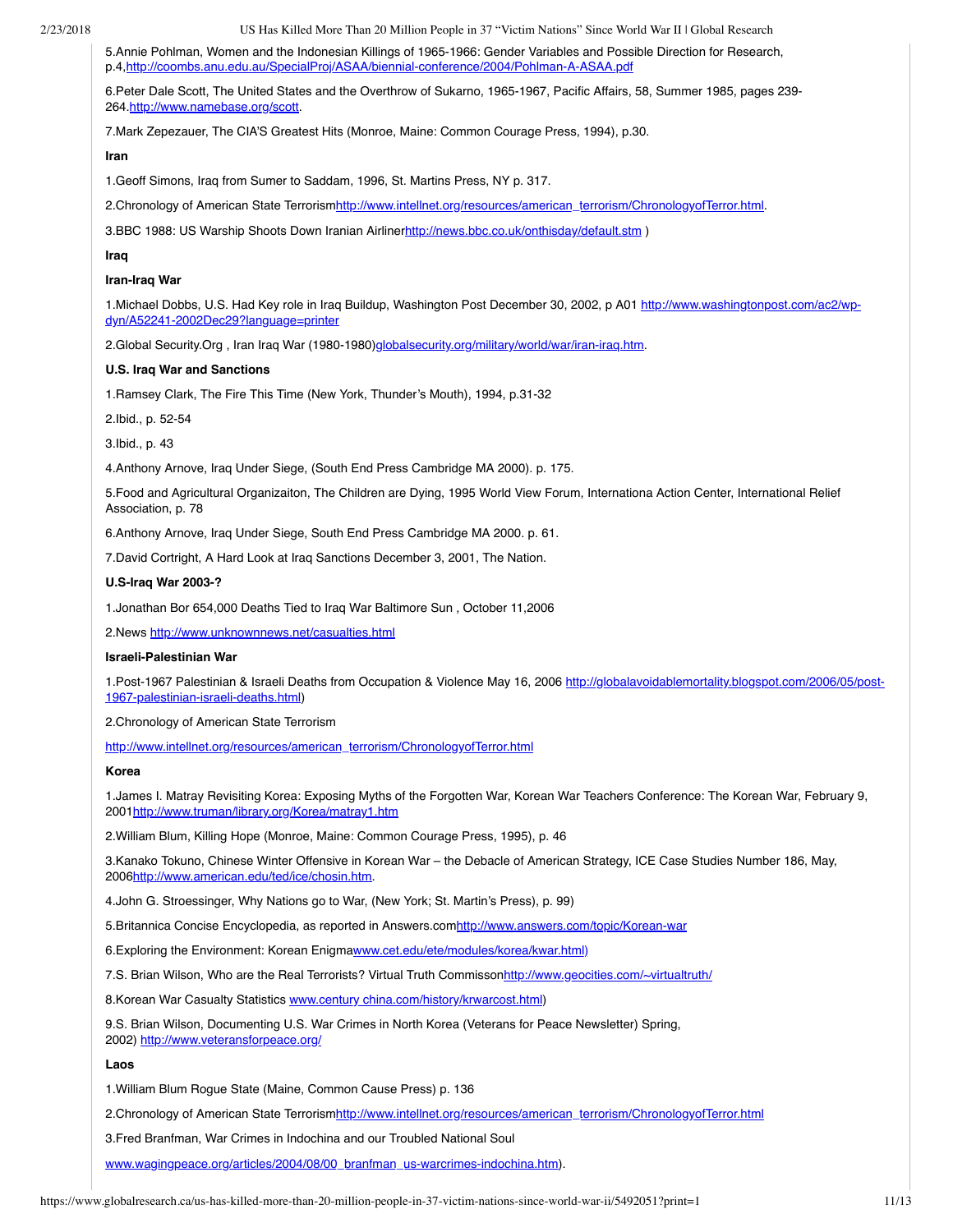5.Annie Pohlman, Women and the Indonesian Killings of 1965-1966: Gender Variables and Possible Direction for Research, p.4,http://coombs.anu.edu.au/SpecialProj/ASAA/biennial-conference/2004/Pohlman-A-ASAA.pdf

6.Peter Dale Scott, The United States and the Overthrow of Sukarno, 1965-1967, Pacific Affairs, 58, Summer 1985, pages 239-264.http://www.namebase.org/scott.

7.Mark Zepezauer, The CIA'S Greatest Hits (Monroe, Maine: Common Courage Press, 1994), p.30.

**Iran**

1.Geoff Simons, Iraq from Sumer to Saddam, 1996, St. Martins Press, NY p. 317.

2.Chronology of American State Terrorismhttp://www.intellnet.org/resources/american_terrorism/ChronologyofTerror.html.

3.BBC 1988: US Warship Shoots Down Iranian Airlinerhttp://news.bbc.co.uk/onthisday/default.stm )

**Iraq**

**Iran-Iraq War**

1.Michael Dobbs, U.S. Had Key role in Iraq Buildup, Washington Post December 30, 2002, p A01 http://www.washingtonpost.com/ac2/wp-dyn/A52241-2002Dec29?language=printer

2.Global Security.Org , Iran Iraq War (1980-1980)globalsecurity.org/military/world/war/iran-iraq.htm.

**U.S. Iraq War and Sanctions**

1.Ramsey Clark, The Fire This Time (New York, Thunder's Mouth), 1994, p.31-32

2.Ibid., p. 52-54

3.Ibid., p. 43

4.Anthony Arnove, Iraq Under Siege, (South End Press Cambridge MA 2000). p. 175.

5.Food and Agricultural Organizaiton, The Children are Dying, 1995 World View Forum, Internationa Action Center, International Relief Association, p. 78

6.Anthony Arnove, Iraq Under Siege, South End Press Cambridge MA 2000. p. 61.

7.David Cortright, A Hard Look at Iraq Sanctions December 3, 2001, The Nation.

**U.S-Iraq War 2003-?**

1.Jonathan Bor 654,000 Deaths Tied to Iraq War Baltimore Sun , October 11,2006

2.News http://www.unknownnews.net/casualties.html

**Israeli-Palestinian War**

1.Post-1967 Palestinian & Israeli Deaths from Occupation & Violence May 16, 2006 http://globalavoidablemortality.blogspot.com/2006/05/post-1967-palestinian-israeli-deaths.html)

2.Chronology of American State Terrorism

http://www.intellnet.org/resources/american_terrorism/ChronologyofTerror.html

**Korea**

1.James I. Matray Revisiting Korea: Exposing Myths of the Forgotten War, Korean War Teachers Conference: The Korean War, February 9, 2001http://www.truman/library.org/Korea/matray1.htm

2.William Blum, Killing Hope (Monroe, Maine: Common Courage Press, 1995), p. 46

3.Kanako Tokuno, Chinese Winter Offensive in Korean War – the Debacle of American Strategy, ICE Case Studies Number 186, May, 2006http://www.american.edu/ted/ice/chosin.htm.

4.John G. Stroessinger, Why Nations go to War, (New York; St. Martin's Press), p. 99)

5.Britannica Concise Encyclopedia, as reported in Answers.comhttp://www.answers.com/topic/Korean-war

6.Exploring the Environment: Korean Enigmawww.cet.edu/ete/modules/korea/kwar.html)

7.S. Brian Wilson, Who are the Real Terrorists? Virtual Truth Commissonhttp://www.geocities.com/~virtualtruth/

8.Korean War Casualty Statistics www.century china.com/history/krwarcost.html)

9.S. Brian Wilson, Documenting U.S. War Crimes in North Korea (Veterans for Peace Newsletter) Spring, 2002) http://www.veteransforpeace.org/

**Laos**

1.William Blum Rogue State (Maine, Common Cause Press) p. 136

2.Chronology of American State Terrorismhttp://www.intellnet.org/resources/american_terrorism/ChronologyofTerror.html

3.Fred Branfman, War Crimes in Indochina and our Troubled National Soul

www.wagingpeace.org/articles/2004/08/00_branfman_us-warcrimes-indochina.htm).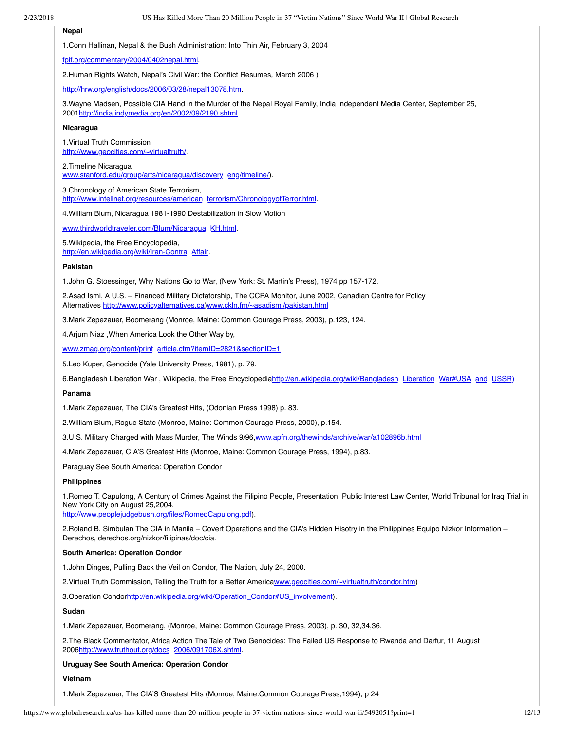**Nepal**

1.Conn Hallinan, Nepal & the Bush Administration: Into Thin Air, February 3, 2004

fpif.org/commentary/2004/0402nepal.html.

2.Human Rights Watch, Nepal's Civil War: the Conflict Resumes, March 2006 )

http://hrw.org/english/docs/2006/03/28/nepal13078.htm.

3.Wayne Madsen, Possible CIA Hand in the Murder of the Nepal Royal Family, India Independent Media Center, September 25, 2001http://india.indymedia.org/en/2002/09/2190.shtml.

**Nicaragua**

1.Virtual Truth Commission
http://www.geocities.com/~virtualtruth/.

2.Timeline Nicaragua
www.stanford.edu/group/arts/nicaragua/discovery_eng/timeline/).

3.Chronology of American State Terrorism,
http://www.intellnet.org/resources/american_terrorism/ChronologyofTerror.html.

4.William Blum, Nicaragua 1981-1990 Destabilization in Slow Motion

www.thirdworldtraveler.com/Blum/Nicaragua_KH.html.

5.Wikipedia, the Free Encyclopedia,
http://en.wikipedia.org/wiki/Iran-Contra_Affair.

**Pakistan**

1.John G. Stoessinger, Why Nations Go to War, (New York: St. Martin's Press), 1974 pp 157-172.

2.Asad Ismi, A U.S. – Financed Military Dictatorship, The CCPA Monitor, June 2002, Canadian Centre for Policy Alternatives http://www.policyaltematives.ca)www.ckln.fm/~asadismi/pakistan.html

3.Mark Zepezauer, Boomerang (Monroe, Maine: Common Courage Press, 2003), p.123, 124.

4.Arjum Niaz ,When America Look the Other Way by,

www.zmag.org/content/print_article.cfm?itemID=2821&sectionID=1

5.Leo Kuper, Genocide (Yale University Press, 1981), p. 79.

6.Bangladesh Liberation War , Wikipedia, the Free Encyclopediahttp://en.wikipedia.org/wiki/Bangladesh_Liberation_War#USA_and_USSR)

**Panama**

1.Mark Zepezauer, The CIA's Greatest Hits, (Odonian Press 1998) p. 83.

2.William Blum, Rogue State (Monroe, Maine: Common Courage Press, 2000), p.154.

3.U.S. Military Charged with Mass Murder, The Winds 9/96,www.apfn.org/thewinds/archive/war/a102896b.html

4.Mark Zepezauer, CIA'S Greatest Hits (Monroe, Maine: Common Courage Press, 1994), p.83.

Paraguay See South America: Operation Condor

**Philippines**

1.Romeo T. Capulong, A Century of Crimes Against the Filipino People, Presentation, Public Interest Law Center, World Tribunal for Iraq Trial in New York City on August 25,2004.
http://www.peoplejudgebush.org/files/RomeoCapulong.pdf).

2.Roland B. Simbulan The CIA in Manila – Covert Operations and the CIA's Hidden Hisotry in the Philippines Equipo Nizkor Information – Derechos, derechos.org/nizkor/filipinas/doc/cia.

**South America: Operation Condor**

1.John Dinges, Pulling Back the Veil on Condor, The Nation, July 24, 2000.

2.Virtual Truth Commission, Telling the Truth for a Better Americawww.geocities.com/~virtualtruth/condor.htm)

3.Operation Condorhttp://en.wikipedia.org/wiki/Operation_Condor#US_involvement).

**Sudan**

1.Mark Zepezauer, Boomerang, (Monroe, Maine: Common Courage Press, 2003), p. 30, 32,34,36.

2.The Black Commentator, Africa Action The Tale of Two Genocides: The Failed US Response to Rwanda and Darfur, 11 August 2006http://www.truthout.org/docs_2006/091706X.shtml.

**Uruguay See South America: Operation Condor**

**Vietnam**

1.Mark Zepezauer, The CIA'S Greatest Hits (Monroe, Maine:Common Courage Press,1994), p 24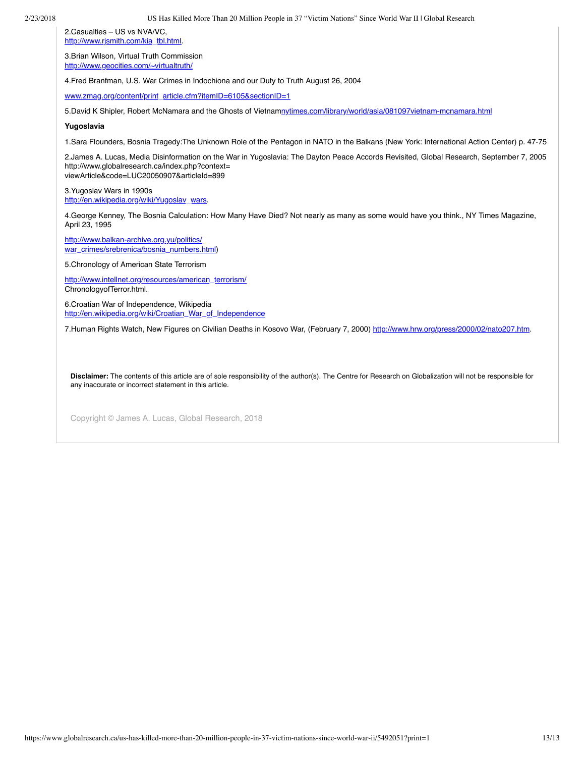2.Casualties – US vs NVA/VC,
http://www.rjsmith.com/kia_tbl.html.

3.Brian Wilson, Virtual Truth Commission
http://www.geocities.com/~virtualtruth/

4.Fred Branfman, U.S. War Crimes in Indochiona and our Duty to Truth August 26, 2004

www.zmag.org/content/print_article.cfm?itemID=6105&sectionID=1

5.David K Shipler, Robert McNamara and the Ghosts of Vietnamnytimes.com/library/world/asia/081097vietnam-mcnamara.html

**Yugoslavia**

1.Sara Flounders, Bosnia Tragedy:The Unknown Role of the Pentagon in NATO in the Balkans (New York: International Action Center) p. 47-75

2.James A. Lucas, Media Disinformation on the War in Yugoslavia: The Dayton Peace Accords Revisited, Global Research, September 7, 2005 http://www.globalresearch.ca/index.php?context=viewArticle&code=LUC20050907&articleId=899

3.Yugoslav Wars in 1990s
http://en.wikipedia.org/wiki/Yugoslav_wars.

4.George Kenney, The Bosnia Calculation: How Many Have Died? Not nearly as many as some would have you think., NY Times Magazine, April 23, 1995

http://www.balkan-archive.org.yu/politics/war_crimes/srebrenica/bosnia_numbers.html)

5.Chronology of American State Terrorism

http://www.intellnet.org/resources/american_terrorism/ChronologyofTerror.html.

6.Croatian War of Independence, Wikipedia
http://en.wikipedia.org/wiki/Croatian_War_of_Independence

7.Human Rights Watch, New Figures on Civilian Deaths in Kosovo War, (February 7, 2000) http://www.hrw.org/press/2000/02/nato207.htm.

**Disclaimer:** The contents of this article are of sole responsibility of the author(s). The Centre for Research on Globalization will not be responsible for any inaccurate or incorrect statement in this article.

Copyright © James A. Lucas, Global Research, 2018